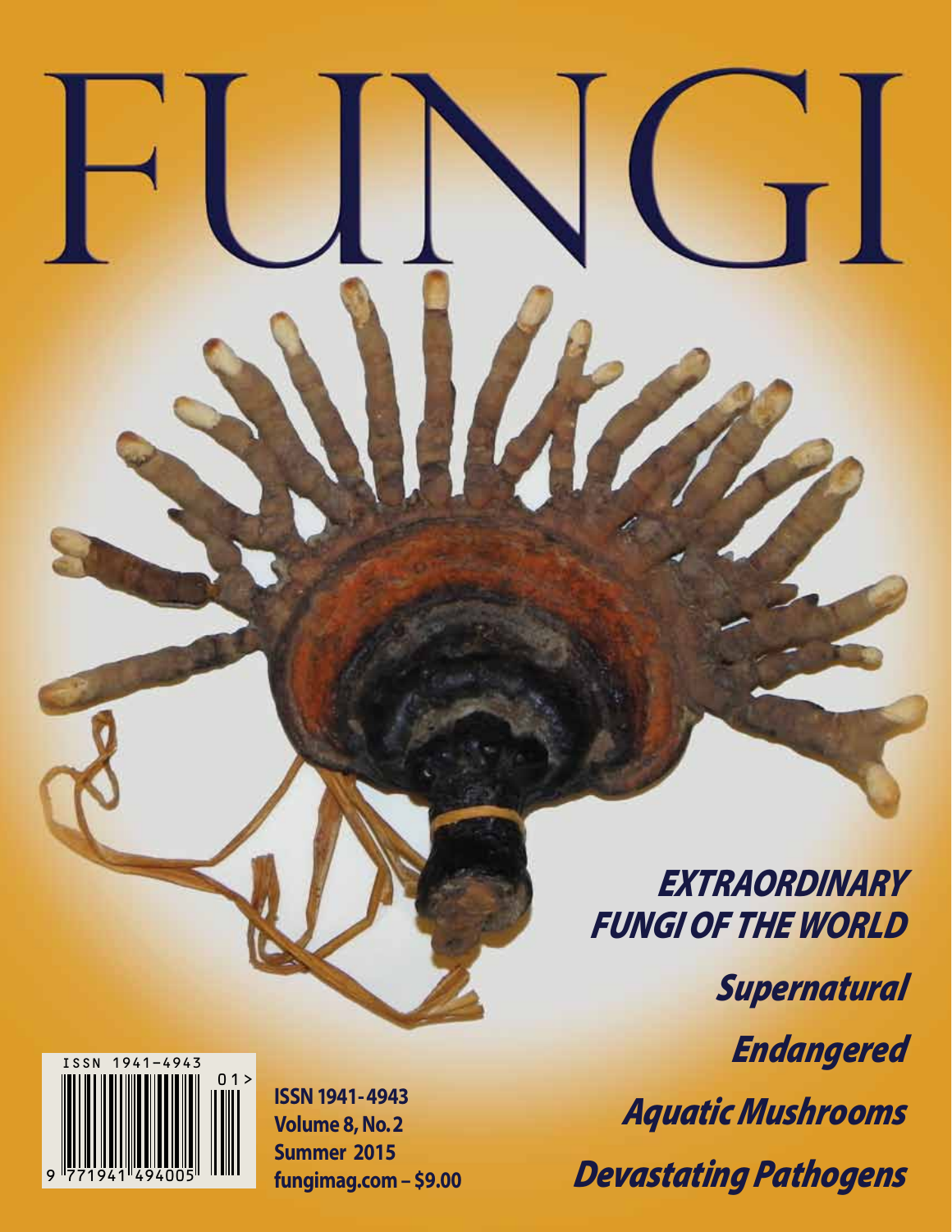# FUNGI

## EXTRAORDINARY FUNGI OF THE WORLD

**Supernatural**

**Endangered**

**Aquatic Mushrooms**

**Devastating Pathogens**

ISSN 1941-4943

**ISSN 1941-4943**
**Volume 8, No. 2**
**Summer 2015**
**fungimag.com – $9.00**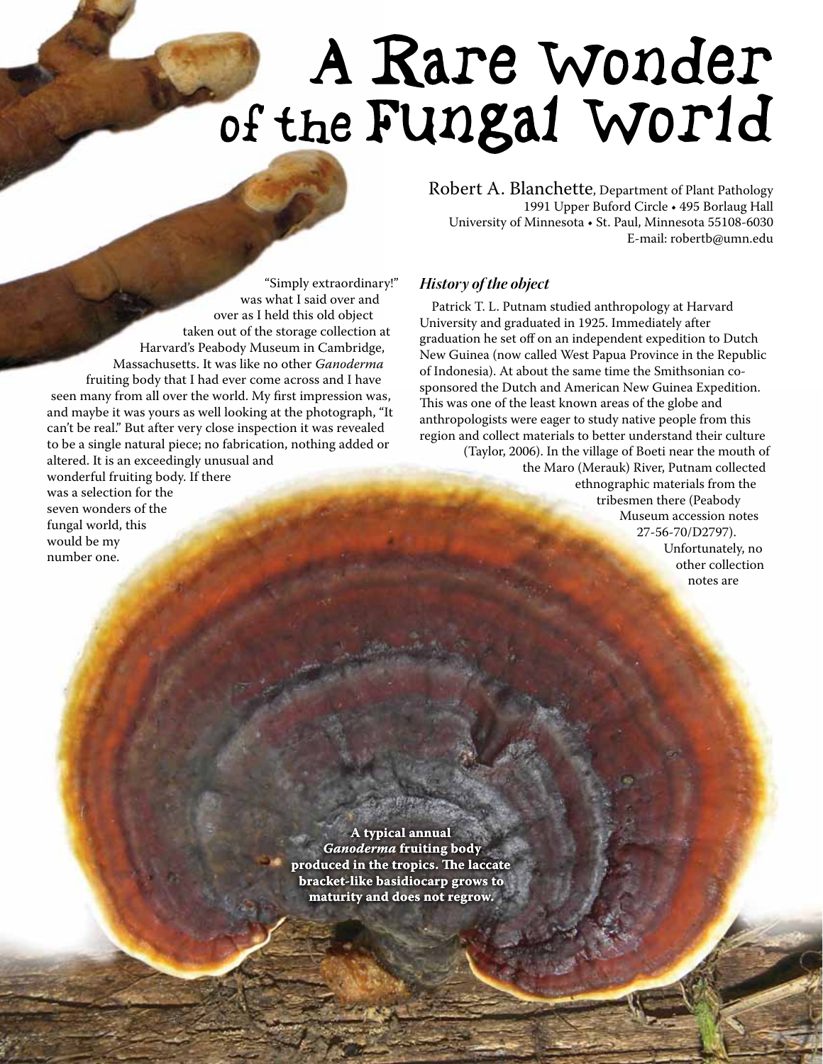# A Rare Wonder of the Fungal World

Robert A. Blanchette, Department of Plant Pathology
1991 Upper Buford Circle • 495 Borlaug Hall
University of Minnesota • St. Paul, Minnesota 55108-6030
E-mail: robertb@umn.edu

"Simply extraordinary!" was what I said over and over as I held this old object taken out of the storage collection at Harvard's Peabody Museum in Cambridge, Massachusetts. It was like no other *Ganoderma* fruiting body that I had ever come across and I have seen many from all over the world. My first impression was, and maybe it was yours as well looking at the photograph, "It can't be real." But after very close inspection it was revealed to be a single natural piece; no fabrication, nothing added or altered. It is an exceedingly unusual and wonderful fruiting body. If there was a selection for the seven wonders of the fungal world, this would be my number one.

### *History of the object*

Patrick T. L. Putnam studied anthropology at Harvard University and graduated in 1925. Immediately after graduation he set off on an independent expedition to Dutch New Guinea (now called West Papua Province in the Republic of Indonesia). At about the same time the Smithsonian co-sponsored the Dutch and American New Guinea Expedition. This was one of the least known areas of the globe and anthropologists were eager to study native people from this region and collect materials to better understand their culture (Taylor, 2006). In the village of Boeti near the mouth of the Maro (Merauk) River, Putnam collected ethnographic materials from the tribesmen there (Peabody Museum accession notes 27-56-70/D2797). Unfortunately, no other collection notes are

**A typical annual *Ganoderma* fruiting body produced in the tropics. The laccate bracket-like basidiocarp grows to maturity and does not regrow.**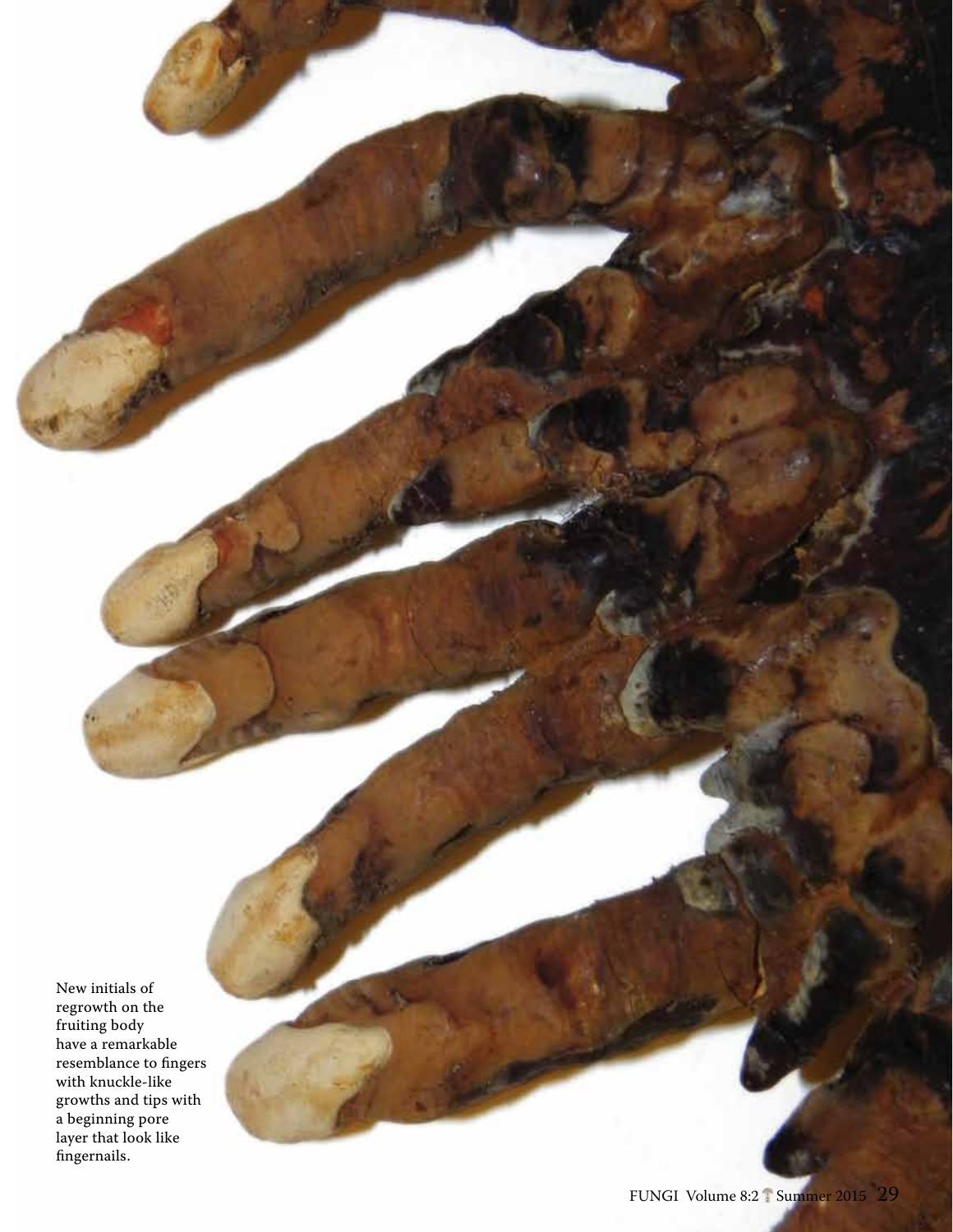New initials of regrowth on the fruiting body have a remarkable resemblance to fingers with knuckle-like growths and tips with a beginning pore layer that look like fingernails.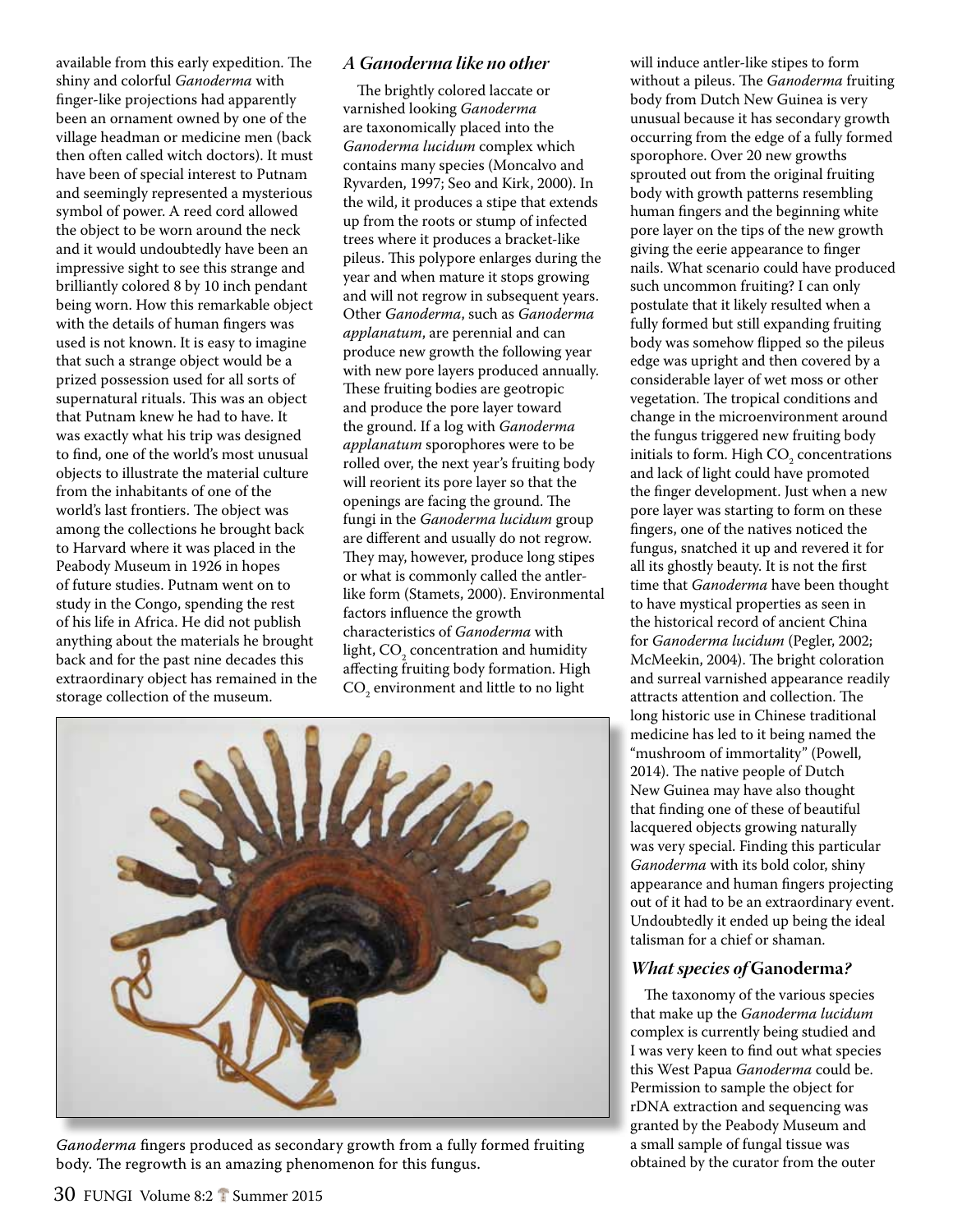available from this early expedition. The shiny and colorful *Ganoderma* with finger-like projections had apparently been an ornament owned by one of the village headman or medicine men (back then often called witch doctors). It must have been of special interest to Putnam and seemingly represented a mysterious symbol of power. A reed cord allowed the object to be worn around the neck and it would undoubtedly have been an impressive sight to see this strange and brilliantly colored 8 by 10 inch pendant being worn. How this remarkable object with the details of human fingers was used is not known. It is easy to imagine that such a strange object would be a prized possession used for all sorts of supernatural rituals. This was an object that Putnam knew he had to have. It was exactly what his trip was designed to find, one of the world's most unusual objects to illustrate the material culture from the inhabitants of one of the world's last frontiers. The object was among the collections he brought back to Harvard where it was placed in the Peabody Museum in 1926 in hopes of future studies. Putnam went on to study in the Congo, spending the rest of his life in Africa. He did not publish anything about the materials he brought back and for the past nine decades this extraordinary object has remained in the storage collection of the museum.

### *A Ganoderma like no other*

The brightly colored laccate or varnished looking *Ganoderma* are taxonomically placed into the *Ganoderma lucidum* complex which contains many species (Moncalvo and Ryvarden, 1997; Seo and Kirk, 2000). In the wild, it produces a stipe that extends up from the roots or stump of infected trees where it produces a bracket-like pileus. This polypore enlarges during the year and when mature it stops growing and will not regrow in subsequent years. Other *Ganoderma*, such as *Ganoderma applanatum*, are perennial and can produce new growth the following year with new pore layers produced annually. These fruiting bodies are geotropic and produce the pore layer toward the ground. If a log with *Ganoderma applanatum* sporophores were to be rolled over, the next year's fruiting body will reorient its pore layer so that the openings are facing the ground. The fungi in the *Ganoderma lucidum* group are different and usually do not regrow. They may, however, produce long stipes or what is commonly called the antler-like form (Stamets, 2000). Environmental factors influence the growth characteristics of *Ganoderma* with light, $CO_2$ concentration and humidity affecting fruiting body formation. High $CO_2$ environment and little to no light will induce antler-like stipes to form without a pileus. The *Ganoderma* fruiting body from Dutch New Guinea is very unusual because it has secondary growth occurring from the edge of a fully formed sporophore. Over 20 new growths sprouted out from the original fruiting body with growth patterns resembling human fingers and the beginning white pore layer on the tips of the new growth giving the eerie appearance to finger nails. What scenario could have produced such uncommon fruiting? I can only postulate that it likely resulted when a fully formed but still expanding fruiting body was somehow flipped so the pileus edge was upright and then covered by a considerable layer of wet moss or other vegetation. The tropical conditions and change in the microenvironment around the fungus triggered new fruiting body initials to form. High $CO_2$ concentrations and lack of light could have promoted the finger development. Just when a new pore layer was starting to form on these fingers, one of the natives noticed the fungus, snatched it up and revered it for all its ghostly beauty. It is not the first time that *Ganoderma* have been thought to have mystical properties as seen in the historical record of ancient China for *Ganoderma lucidum* (Pegler, 2002; McMeekin, 2004). The bright coloration and surreal varnished appearance readily attracts attention and collection. The long historic use in Chinese traditional medicine has led to it being named the "mushroom of immortality" (Powell, 2014). The native people of Dutch New Guinea may have also thought that finding one of these of beautiful lacquered objects growing naturally was very special. Finding this particular *Ganoderma* with its bold color, shiny appearance and human fingers projecting out of it had to be an extraordinary event. Undoubtedly it ended up being the ideal talisman for a chief or shaman.

*Ganoderma* fingers produced as secondary growth from a fully formed fruiting body. The regrowth is an amazing phenomenon for this fungus.

### *What species of* **Ganoderma***?*

The taxonomy of the various species that make up the *Ganoderma lucidum* complex is currently being studied and I was very keen to find out what species this West Papua *Ganoderma* could be. Permission to sample the object for rDNA extraction and sequencing was granted by the Peabody Museum and a small sample of fungal tissue was obtained by the curator from the outer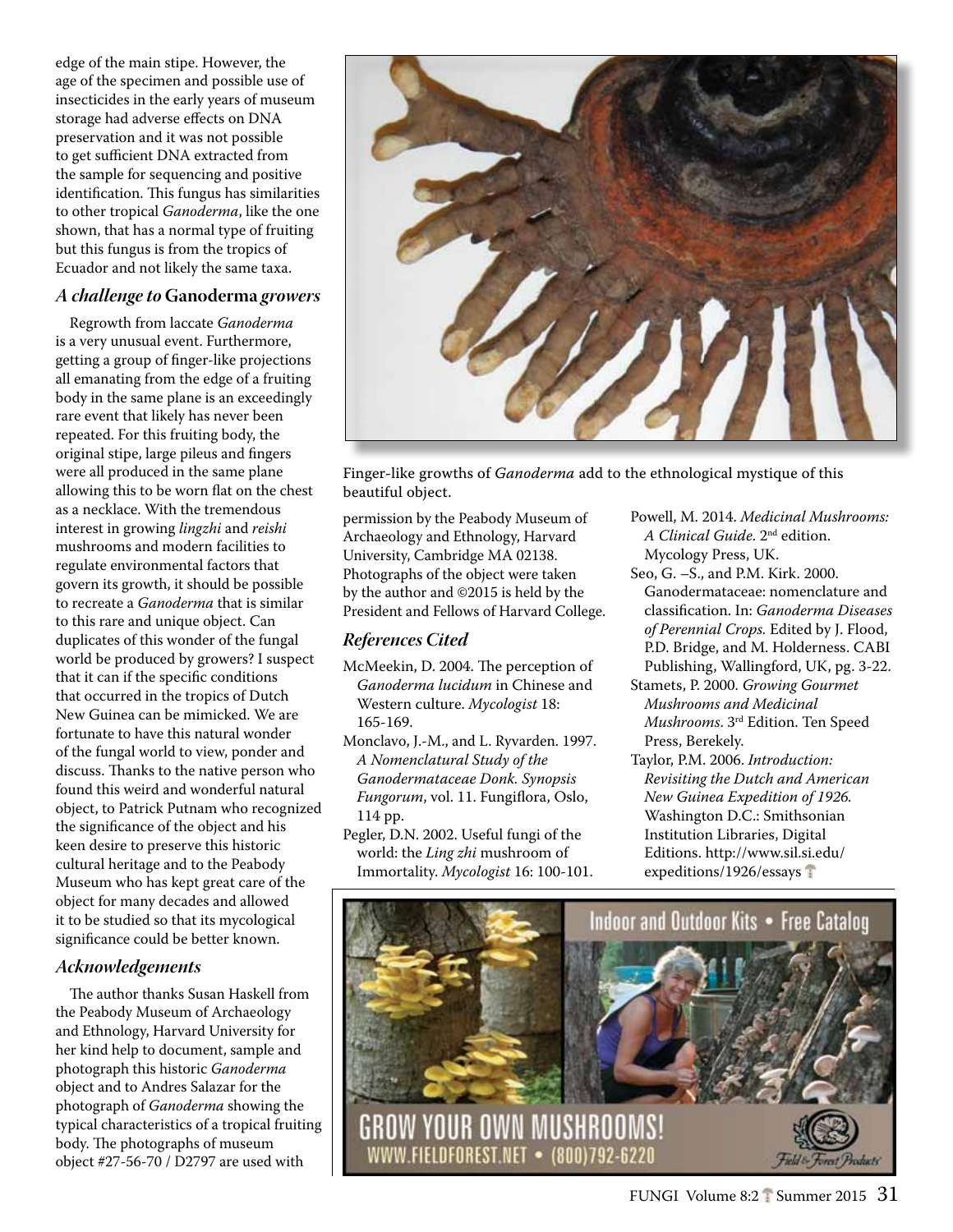edge of the main stipe. However, the age of the specimen and possible use of insecticides in the early years of museum storage had adverse effects on DNA preservation and it was not possible to get sufficient DNA extracted from the sample for sequencing and positive identification. This fungus has similarities to other tropical *Ganoderma*, like the one shown, that has a normal type of fruiting but this fungus is from the tropics of Ecuador and not likely the same taxa.

### *A challenge to* Ganoderma *growers*

Regrowth from laccate *Ganoderma* is a very unusual event. Furthermore, getting a group of finger-like projections all emanating from the edge of a fruiting body in the same plane is an exceedingly rare event that likely has never been repeated. For this fruiting body, the original stipe, large pileus and fingers were all produced in the same plane allowing this to be worn flat on the chest as a necklace. With the tremendous interest in growing *lingzhi* and *reishi* mushrooms and modern facilities to regulate environmental factors that govern its growth, it should be possible to recreate a *Ganoderma* that is similar to this rare and unique object. Can duplicates of this wonder of the fungal world be produced by growers? I suspect that it can if the specific conditions that occurred in the tropics of Dutch New Guinea can be mimicked. We are fortunate to have this natural wonder of the fungal world to view, ponder and discuss. Thanks to the native person who found this weird and wonderful natural object, to Patrick Putnam who recognized the significance of the object and his keen desire to preserve this historic cultural heritage and to the Peabody Museum who has kept great care of the object for many decades and allowed it to be studied so that its mycological significance could be better known.

Finger-like growths of *Ganoderma* add to the ethnological mystique of this beautiful object.

### *Acknowledgements*

The author thanks Susan Haskell from the Peabody Museum of Archaeology and Ethnology, Harvard University for her kind help to document, sample and photograph this historic *Ganoderma* object and to Andres Salazar for the photograph of *Ganoderma* showing the typical characteristics of a tropical fruiting body. The photographs of museum object #27-56-70 / D2797 are used with permission by the Peabody Museum of Archaeology and Ethnology, Harvard University, Cambridge MA 02138. Photographs of the object were taken by the author and ©2015 is held by the President and Fellows of Harvard College.

### *References Cited*

McMeekin, D. 2004. The perception of *Ganoderma lucidum* in Chinese and Western culture. *Mycologist* 18: 165-169.

Monclavo, J.-M., and L. Ryvarden. 1997. *A Nomenclatural Study of the Ganodermataceae Donk. Synopsis Fungorum*, vol. 11. Fungiflora, Oslo, 114 pp.

Pegler, D.N. 2002. Useful fungi of the world: the *Ling zhi* mushroom of Immortality. *Mycologist* 16: 100-101.

Powell, M. 2014. *Medicinal Mushrooms: A Clinical Guide.* 2nd edition. Mycology Press, UK.

Seo, G. –S., and P.M. Kirk. 2000. Ganodermataceae: nomenclature and classification. In: *Ganoderma Diseases of Perennial Crops.* Edited by J. Flood, P.D. Bridge, and M. Holderness. CABI Publishing, Wallingford, UK, pg. 3-22.

Stamets, P. 2000. *Growing Gourmet Mushrooms and Medicinal Mushrooms*. 3rd Edition. Ten Speed Press, Berekely.

Taylor, P.M. 2006. *Introduction: Revisiting the Dutch and American New Guinea Expedition of 1926.* Washington D.C.: Smithsonian Institution Libraries, Digital Editions. http://www.sil.si.edu/expeditions/1926/essays

Indoor and Outdoor Kits • Free Catalog

GROW YOUR OWN MUSHROOMS!
WWW.FIELDFOREST.NET • (800)792-6220

Field & Forest Products